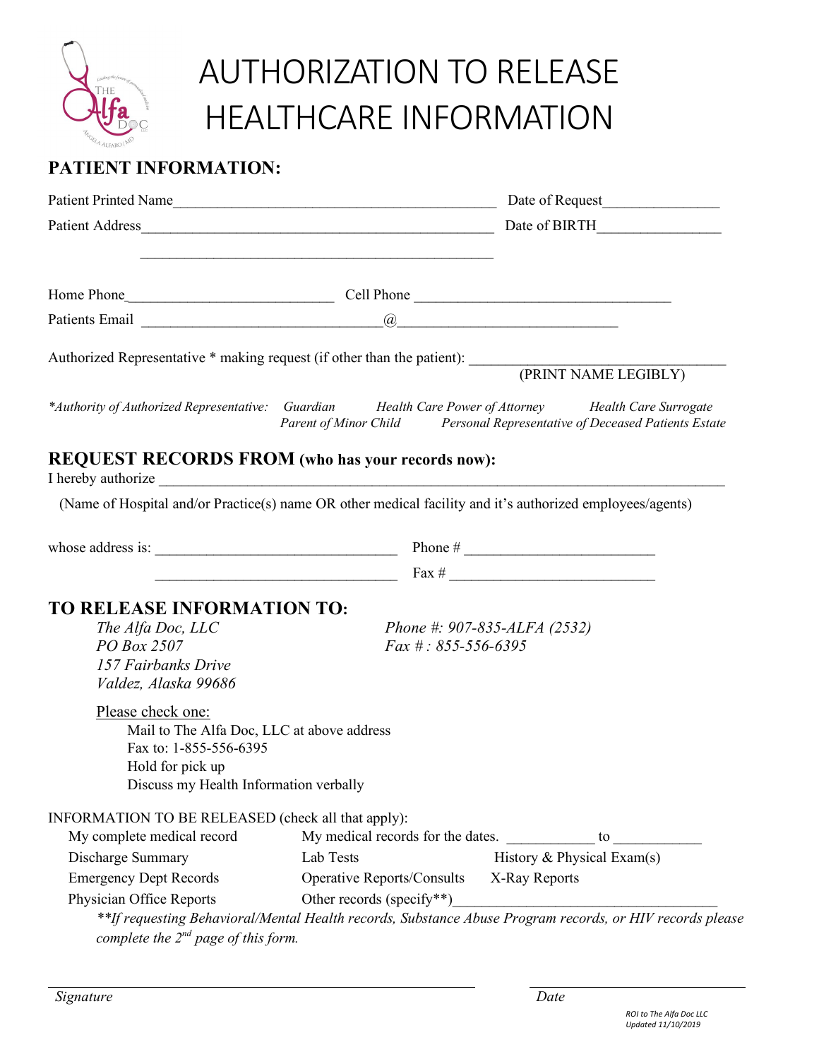# AUTHORIZATION TO RELEASE HEALTHCARE INFORMATION

## PATIENT INFORMATION:

Patient Printed Name_____________________________________________ Date of Request________________

Patient Address_________________________________________________ Date of BIRTH_________________

_________________________________________________

Home Phone____________________________ Cell Phone ____________________________________

Patients Email ________________________________@______________________________

Authorized Representative * making request (if other than the patient): __________________________________
(PRINT NAME LEGIBLY)

*\*Authority of Authorized Representative: Guardian Health Care Power of Attorney Health Care Surrogate Parent of Minor Child Personal Representative of Deceased Patients Estate*

## REQUEST RECORDS FROM (who has your records now):

I hereby authorize ______________________________________________________________________________

(Name of Hospital and/or Practice(s) name OR other medical facility and it's authorized employees/agents)

whose address is: __________________________________ Phone # __________________________

__________________________________ Fax # ____________________________

## TO RELEASE INFORMATION TO:

*The Alfa Doc, LLC*
*PO Box 2507*
*157 Fairbanks Drive*
*Valdez, Alaska 99686*

*Phone #: 907-835-ALFA (2532)*
*Fax # : 855-556-6395*

Please check one:

- Mail to The Alfa Doc, LLC at above address
- Fax to: 1-855-556-6395
- Hold for pick up
- Discuss my Health Information verbally

INFORMATION TO BE RELEASED (check all that apply):

- My complete medical record
- My medical records for the dates. ____________ to ____________
- Discharge Summary
- Lab Tests
- History & Physical Exam(s)
- Emergency Dept Records
- Operative Reports/Consults
- X-Ray Reports
- Physician Office Reports
- Other records (specify\*\*)___________________________________

*\*\*If requesting Behavioral/Mental Health records, Substance Abuse Program records, or HIV records please complete the 2nd page of this form.*

______________________________________________ ______________________
*Signature* *Date*

*ROI to The Alfa Doc LLC*
*Updated 11/10/2019*